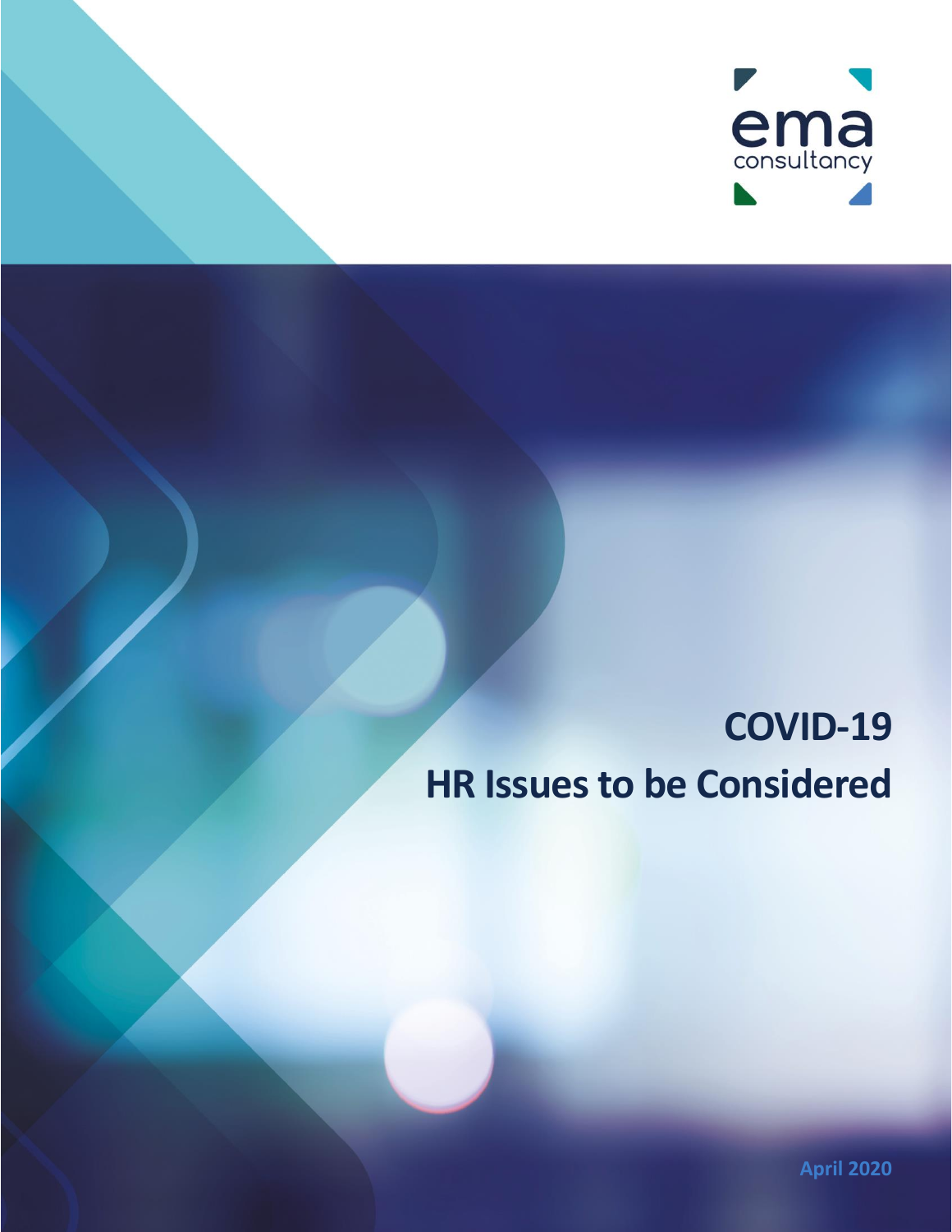ema
consultancy

# COVID-19
# HR Issues to be Considered

April 2020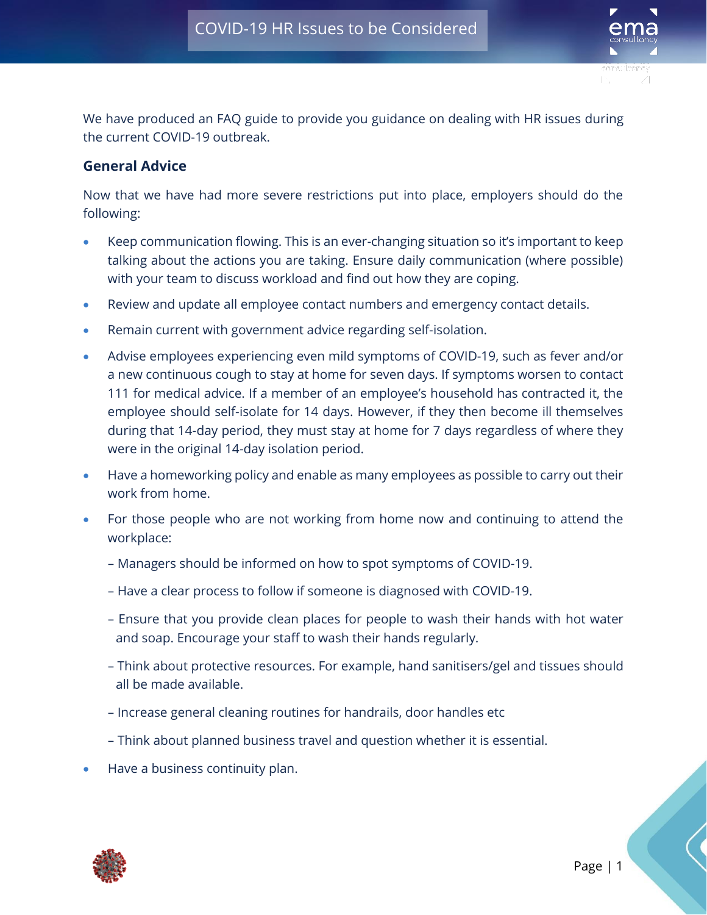# COVID-19 HR Issues to be Considered

We have produced an FAQ guide to provide you guidance on dealing with HR issues during the current COVID-19 outbreak.

## General Advice

Now that we have had more severe restrictions put into place, employers should do the following:

- Keep communication flowing. This is an ever-changing situation so it's important to keep talking about the actions you are taking. Ensure daily communication (where possible) with your team to discuss workload and find out how they are coping.
- Review and update all employee contact numbers and emergency contact details.
- Remain current with government advice regarding self-isolation.
- Advise employees experiencing even mild symptoms of COVID-19, such as fever and/or a new continuous cough to stay at home for seven days. If symptoms worsen to contact 111 for medical advice. If a member of an employee's household has contracted it, the employee should self-isolate for 14 days. However, if they then become ill themselves during that 14-day period, they must stay at home for 7 days regardless of where they were in the original 14-day isolation period.
- Have a homeworking policy and enable as many employees as possible to carry out their work from home.
- For those people who are not working from home now and continuing to attend the workplace:
  - Managers should be informed on how to spot symptoms of COVID-19.
  - Have a clear process to follow if someone is diagnosed with COVID-19.
  - Ensure that you provide clean places for people to wash their hands with hot water and soap. Encourage your staff to wash their hands regularly.
  - Think about protective resources. For example, hand sanitisers/gel and tissues should all be made available.
  - Increase general cleaning routines for handrails, door handles etc
  - Think about planned business travel and question whether it is essential.
- Have a business continuity plan.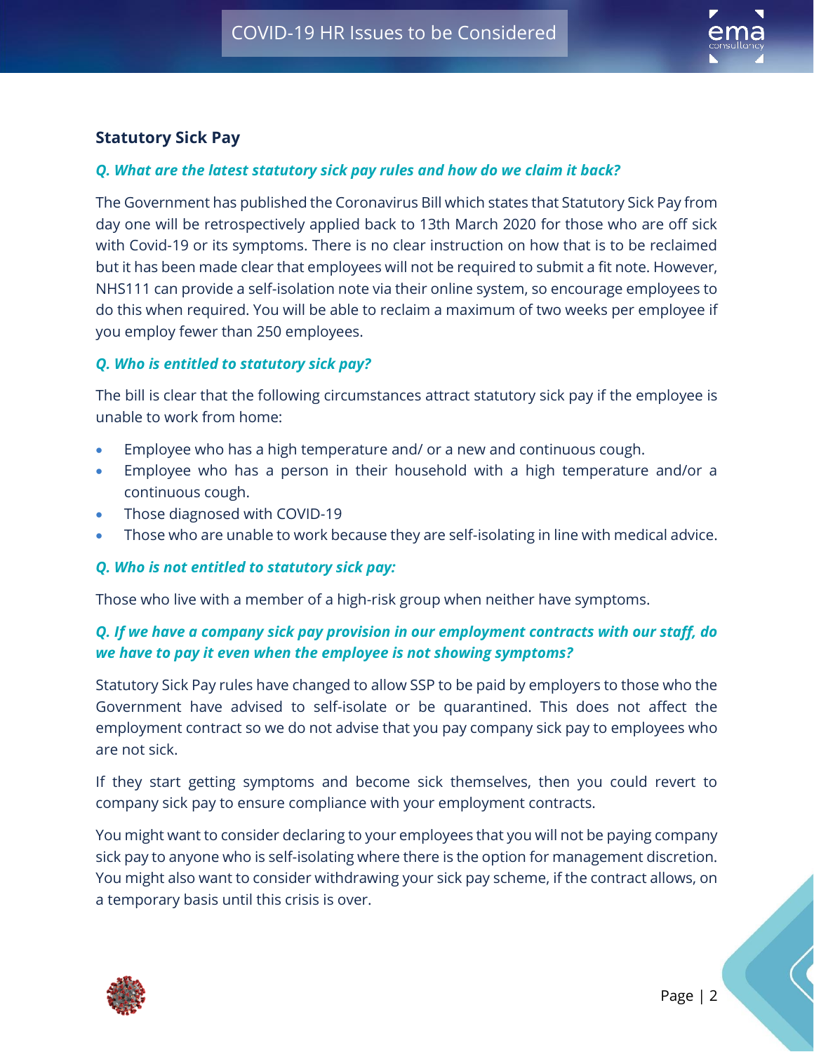## Statistical Sick Pay

### *Q. What are the latest statutory sick pay rules and how do we claim it back?*

The Government has published the Coronavirus Bill which states that Statutory Sick Pay from day one will be retrospectively applied back to 13th March 2020 for those who are off sick with Covid-19 or its symptoms. There is no clear instruction on how that is to be reclaimed but it has been made clear that employees will not be required to submit a fit note. However, NHS111 can provide a self-isolation note via their online system, so encourage employees to do this when required. You will be able to reclaim a maximum of two weeks per employee if you employ fewer than 250 employees.

### *Q. Who is entitled to statutory sick pay?*

The bill is clear that the following circumstances attract statutory sick pay if the employee is unable to work from home:

- Employee who has a high temperature and/ or a new and continuous cough.
- Employee who has a person in their household with a high temperature and/or a continuous cough.
- Those diagnosed with COVID-19
- Those who are unable to work because they are self-isolating in line with medical advice.

### *Q. Who is not entitled to statutory sick pay:*

Those who live with a member of a high-risk group when neither have symptoms.

### *Q. If we have a company sick pay provision in our employment contracts with our staff, do we have to pay it even when the employee is not showing symptoms?*

Statutory Sick Pay rules have changed to allow SSP to be paid by employers to those who the Government have advised to self-isolate or be quarantined. This does not affect the employment contract so we do not advise that you pay company sick pay to employees who are not sick.

If they start getting symptoms and become sick themselves, then you could revert to company sick pay to ensure compliance with your employment contracts.

You might want to consider declaring to your employees that you will not be paying company sick pay to anyone who is self-isolating where there is the option for management discretion. You might also want to consider withdrawing your sick pay scheme, if the contract allows, on a temporary basis until this crisis is over.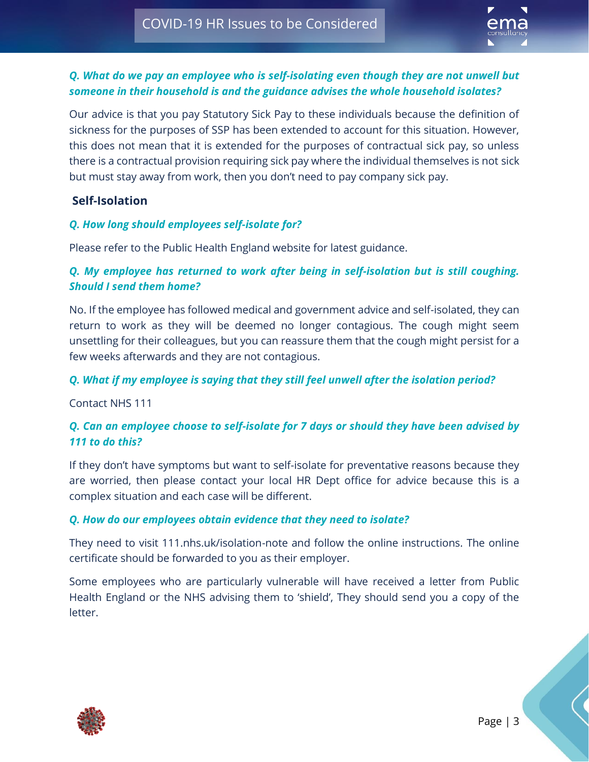***Q. What do we pay an employee who is self-isolating even though they are not unwell but someone in their household is and the guidance advises the whole household isolates?***

Our advice is that you pay Statutory Sick Pay to these individuals because the definition of sickness for the purposes of SSP has been extended to account for this situation. However, this does not mean that it is extended for the purposes of contractual sick pay, so unless there is a contractual provision requiring sick pay where the individual themselves is not sick but must stay away from work, then you don't need to pay company sick pay.

## Self-Isolation

***Q. How long should employees self-isolate for?***

Please refer to the Public Health England website for latest guidance.

***Q. My employee has returned to work after being in self-isolation but is still coughing. Should I send them home?***

No. If the employee has followed medical and government advice and self-isolated, they can return to work as they will be deemed no longer contagious. The cough might seem unsettling for their colleagues, but you can reassure them that the cough might persist for a few weeks afterwards and they are not contagious.

***Q. What if my employee is saying that they still feel unwell after the isolation period?***

Contact NHS 111

***Q. Can an employee choose to self-isolate for 7 days or should they have been advised by 111 to do this?***

If they don't have symptoms but want to self-isolate for preventative reasons because they are worried, then please contact your local HR Dept office for advice because this is a complex situation and each case will be different.

***Q. How do our employees obtain evidence that they need to isolate?***

They need to visit 111.nhs.uk/isolation-note and follow the online instructions. The online certificate should be forwarded to you as their employer.

Some employees who are particularly vulnerable will have received a letter from Public Health England or the NHS advising them to 'shield', They should send you a copy of the letter.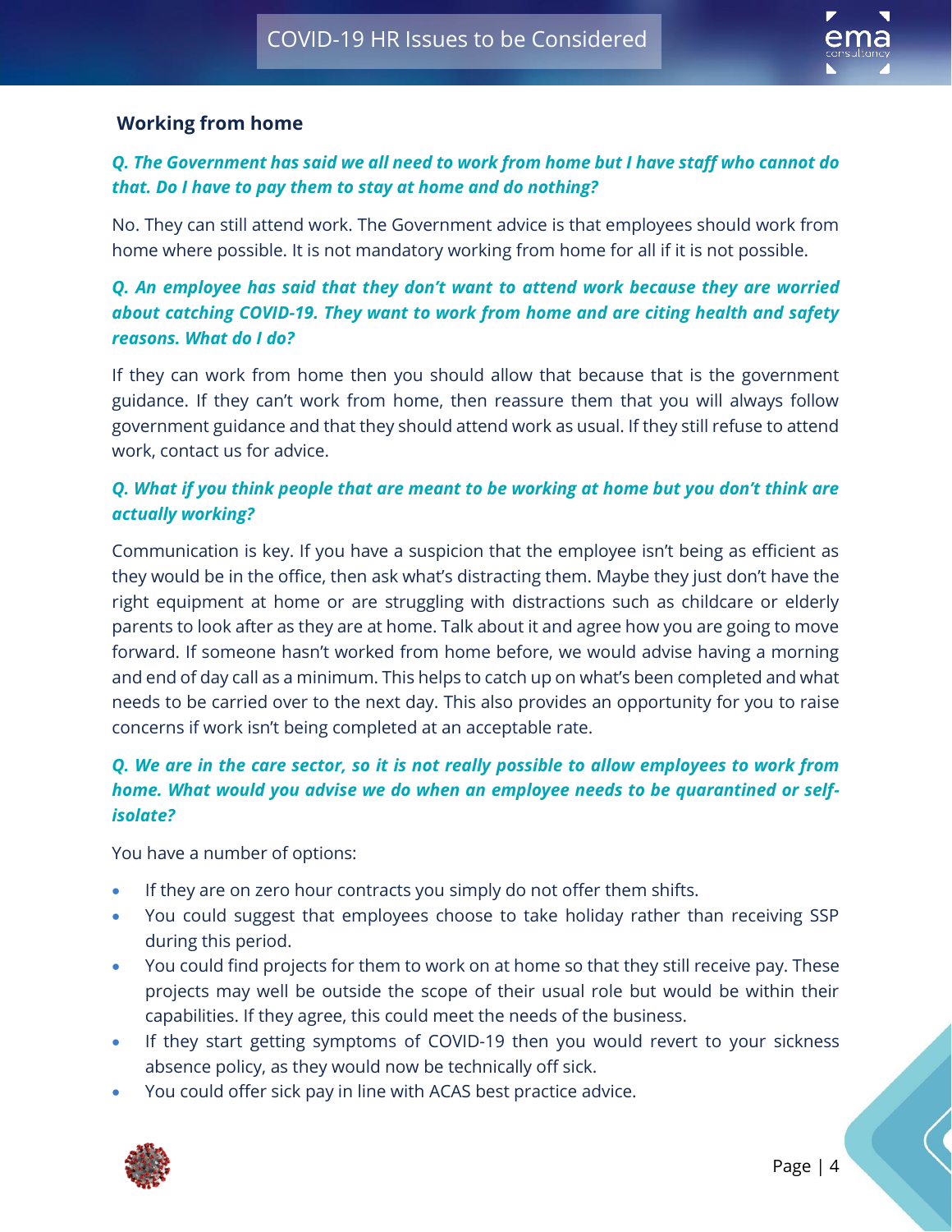## Working from home

***Q. The Government has said we all need to work from home but I have staff who cannot do that. Do I have to pay them to stay at home and do nothing?***

No. They can still attend work. The Government advice is that employees should work from home where possible. It is not mandatory working from home for all if it is not possible.

***Q. An employee has said that they don't want to attend work because they are worried about catching COVID-19. They want to work from home and are citing health and safety reasons. What do I do?***

If they can work from home then you should allow that because that is the government guidance. If they can't work from home, then reassure them that you will always follow government guidance and that they should attend work as usual. If they still refuse to attend work, contact us for advice.

***Q. What if you think people that are meant to be working at home but you don't think are actually working?***

Communication is key. If you have a suspicion that the employee isn't being as efficient as they would be in the office, then ask what's distracting them. Maybe they just don't have the right equipment at home or are struggling with distractions such as childcare or elderly parents to look after as they are at home. Talk about it and agree how you are going to move forward. If someone hasn't worked from home before, we would advise having a morning and end of day call as a minimum. This helps to catch up on what's been completed and what needs to be carried over to the next day. This also provides an opportunity for you to raise concerns if work isn't being completed at an acceptable rate.

***Q. We are in the care sector, so it is not really possible to allow employees to work from home. What would you advise we do when an employee needs to be quarantined or self-isolate?***

You have a number of options:

- If they are on zero hour contracts you simply do not offer them shifts.
- You could suggest that employees choose to take holiday rather than receiving SSP during this period.
- You could find projects for them to work on at home so that they still receive pay. These projects may well be outside the scope of their usual role but would be within their capabilities. If they agree, this could meet the needs of the business.
- If they start getting symptoms of COVID-19 then you would revert to your sickness absence policy, as they would now be technically off sick.
- You could offer sick pay in line with ACAS best practice advice.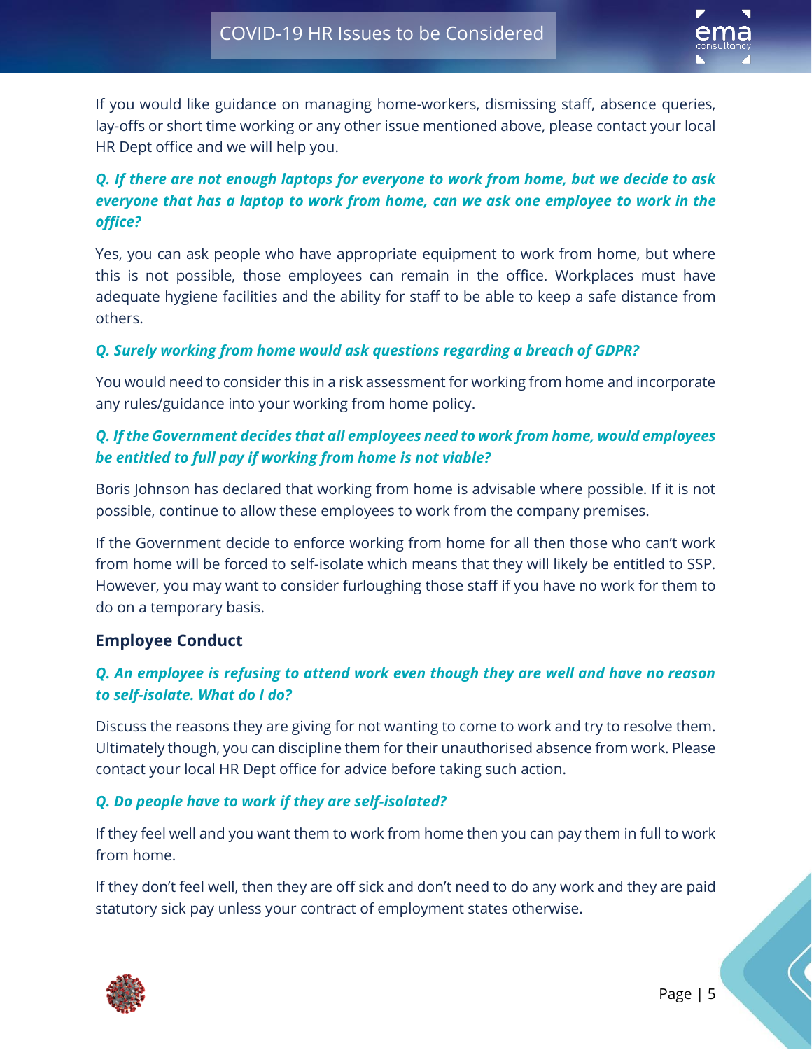If you would like guidance on managing home-workers, dismissing staff, absence queries, lay-offs or short time working or any other issue mentioned above, please contact your local HR Dept office and we will help you.

***Q. If there are not enough laptops for everyone to work from home, but we decide to ask everyone that has a laptop to work from home, can we ask one employee to work in the office?***

Yes, you can ask people who have appropriate equipment to work from home, but where this is not possible, those employees can remain in the office. Workplaces must have adequate hygiene facilities and the ability for staff to be able to keep a safe distance from others.

***Q. Surely working from home would ask questions regarding a breach of GDPR?***

You would need to consider this in a risk assessment for working from home and incorporate any rules/guidance into your working from home policy.

***Q. If the Government decides that all employees need to work from home, would employees be entitled to full pay if working from home is not viable?***

Boris Johnson has declared that working from home is advisable where possible. If it is not possible, continue to allow these employees to work from the company premises.

If the Government decide to enforce working from home for all then those who can't work from home will be forced to self-isolate which means that they will likely be entitled to SSP. However, you may want to consider furloughing those staff if you have no work for them to do on a temporary basis.

## Employee Conduct

***Q. An employee is refusing to attend work even though they are well and have no reason to self-isolate. What do I do?***

Discuss the reasons they are giving for not wanting to come to work and try to resolve them. Ultimately though, you can discipline them for their unauthorised absence from work. Please contact your local HR Dept office for advice before taking such action.

***Q. Do people have to work if they are self-isolated?***

If they feel well and you want them to work from home then you can pay them in full to work from home.

If they don't feel well, then they are off sick and don't need to do any work and they are paid statutory sick pay unless your contract of employment states otherwise.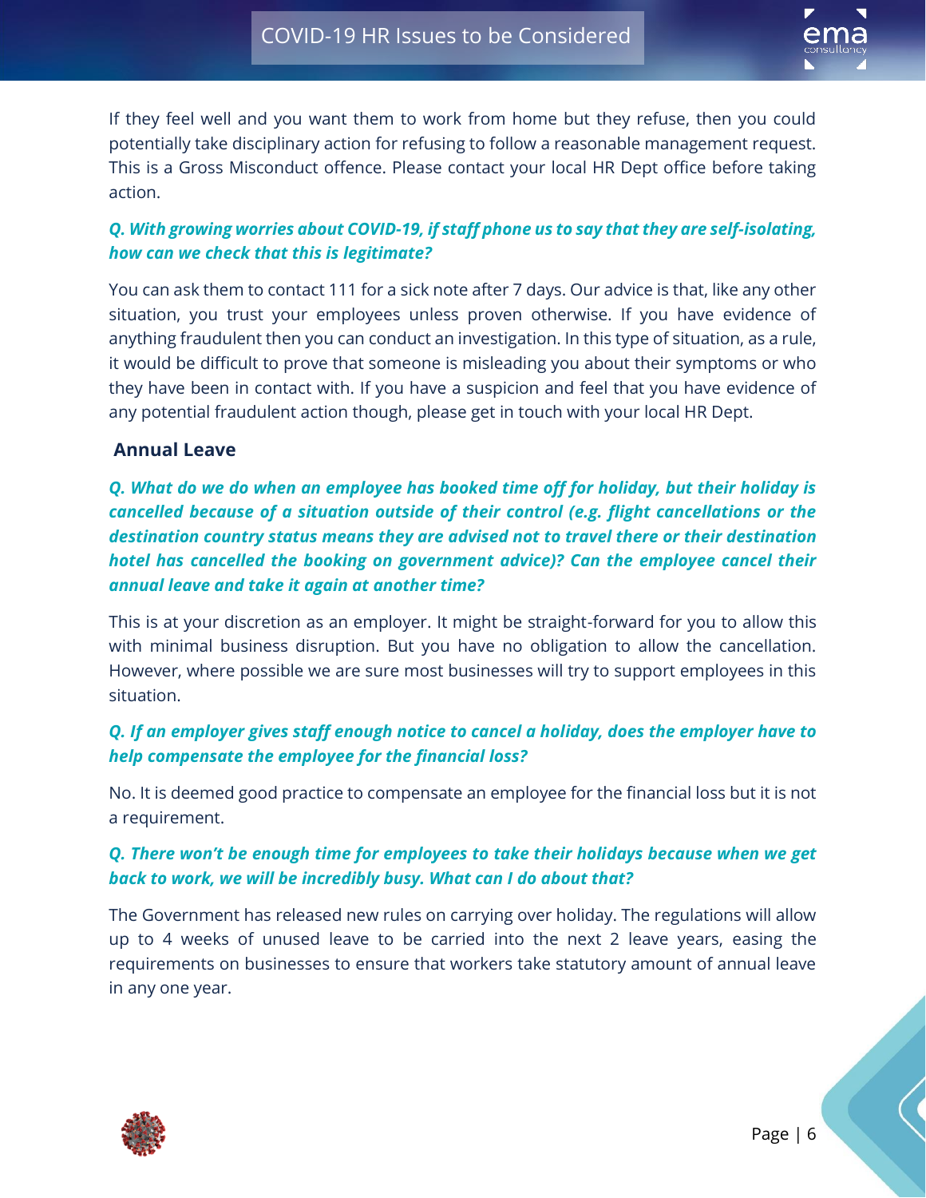If they feel well and you want them to work from home but they refuse, then you could potentially take disciplinary action for refusing to follow a reasonable management request. This is a Gross Misconduct offence. Please contact your local HR Dept office before taking action.

***Q. With growing worries about COVID-19, if staff phone us to say that they are self-isolating, how can we check that this is legitimate?***

You can ask them to contact 111 for a sick note after 7 days. Our advice is that, like any other situation, you trust your employees unless proven otherwise. If you have evidence of anything fraudulent then you can conduct an investigation. In this type of situation, as a rule, it would be difficult to prove that someone is misleading you about their symptoms or who they have been in contact with. If you have a suspicion and feel that you have evidence of any potential fraudulent action though, please get in touch with your local HR Dept.

## Annual Leave

***Q. What do we do when an employee has booked time off for holiday, but their holiday is cancelled because of a situation outside of their control (e.g. flight cancellations or the destination country status means they are advised not to travel there or their destination hotel has cancelled the booking on government advice)? Can the employee cancel their annual leave and take it again at another time?***

This is at your discretion as an employer. It might be straight-forward for you to allow this with minimal business disruption. But you have no obligation to allow the cancellation. However, where possible we are sure most businesses will try to support employees in this situation.

***Q. If an employer gives staff enough notice to cancel a holiday, does the employer have to help compensate the employee for the financial loss?***

No. It is deemed good practice to compensate an employee for the financial loss but it is not a requirement.

***Q. There won't be enough time for employees to take their holidays because when we get back to work, we will be incredibly busy. What can I do about that?***

The Government has released new rules on carrying over holiday. The regulations will allow up to 4 weeks of unused leave to be carried into the next 2 leave years, easing the requirements on businesses to ensure that workers take statutory amount of annual leave in any one year.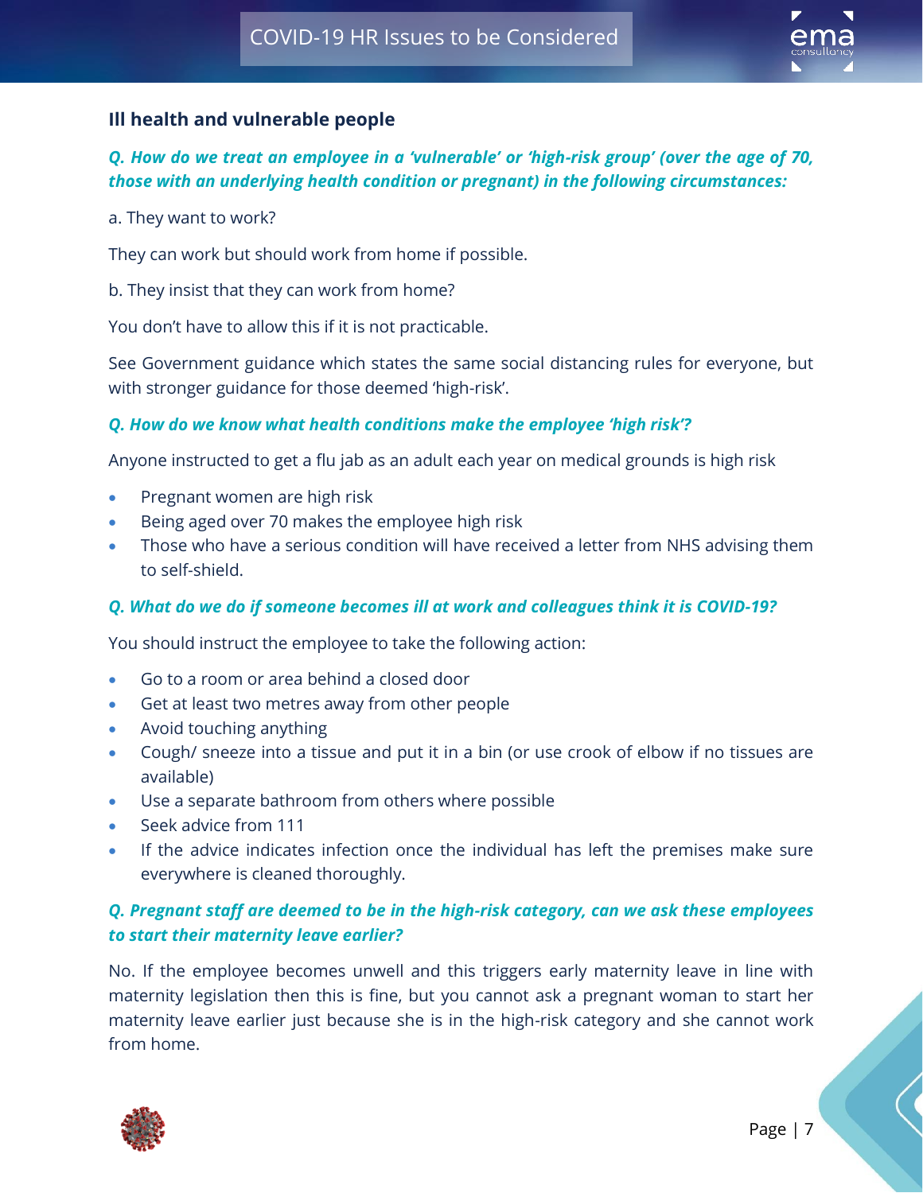## Ill health and vulnerable people

***Q. How do we treat an employee in a 'vulnerable' or 'high-risk group' (over the age of 70, those with an underlying health condition or pregnant) in the following circumstances:***

a. They want to work?

They can work but should work from home if possible.

b. They insist that they can work from home?

You don't have to allow this if it is not practicable.

See Government guidance which states the same social distancing rules for everyone, but with stronger guidance for those deemed 'high-risk'.

***Q. How do we know what health conditions make the employee 'high risk'?***

Anyone instructed to get a flu jab as an adult each year on medical grounds is high risk

- Pregnant women are high risk
- Being aged over 70 makes the employee high risk
- Those who have a serious condition will have received a letter from NHS advising them to self-shield.

***Q. What do we do if someone becomes ill at work and colleagues think it is COVID-19?***

You should instruct the employee to take the following action:

- Go to a room or area behind a closed door
- Get at least two metres away from other people
- Avoid touching anything
- Cough/ sneeze into a tissue and put it in a bin (or use crook of elbow if no tissues are available)
- Use a separate bathroom from others where possible
- Seek advice from 111
- If the advice indicates infection once the individual has left the premises make sure everywhere is cleaned thoroughly.

***Q. Pregnant staff are deemed to be in the high-risk category, can we ask these employees to start their maternity leave earlier?***

No. If the employee becomes unwell and this triggers early maternity leave in line with maternity legislation then this is fine, but you cannot ask a pregnant woman to start her maternity leave earlier just because she is in the high-risk category and she cannot work from home.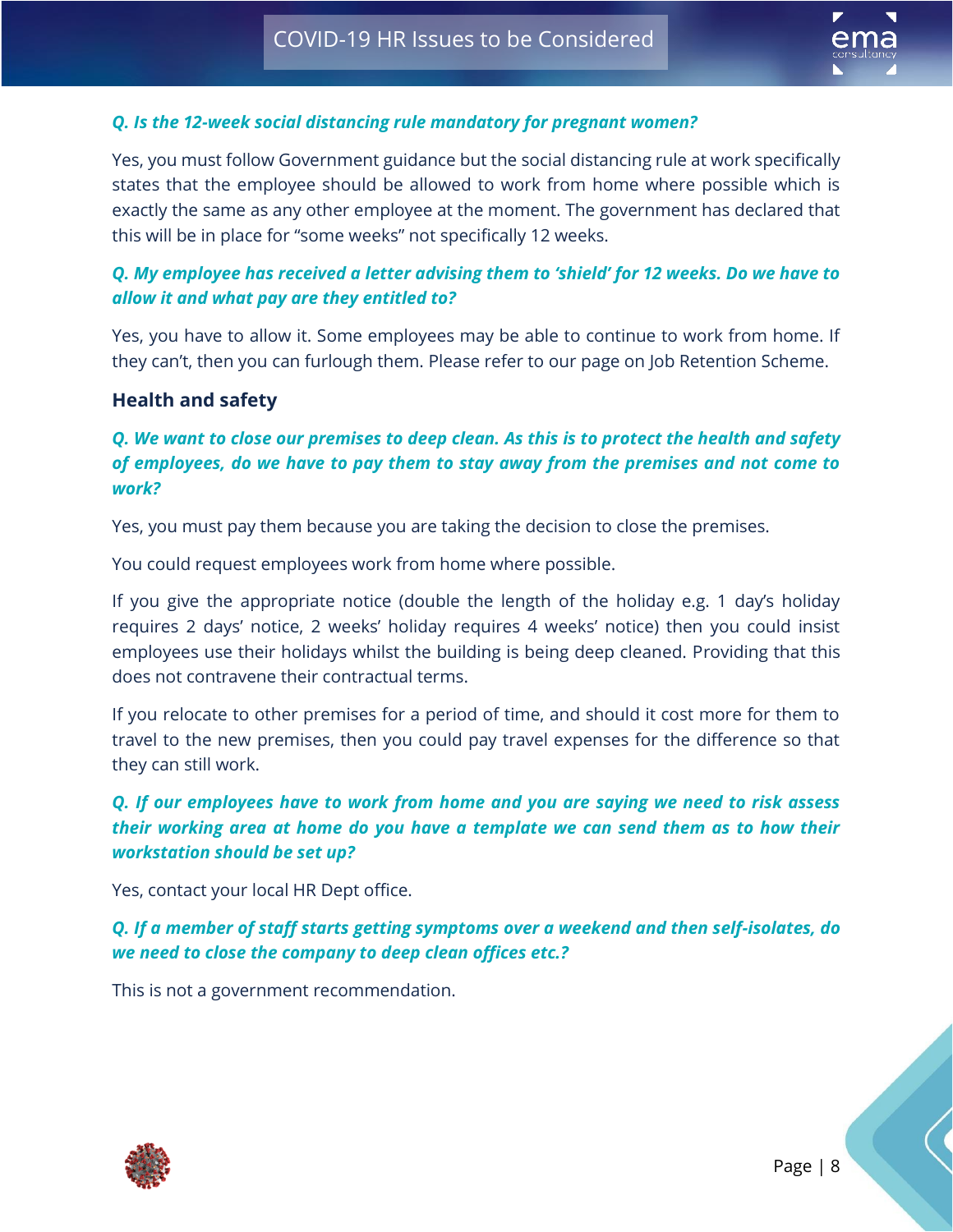***Q. Is the 12-week social distancing rule mandatory for pregnant women?***

Yes, you must follow Government guidance but the social distancing rule at work specifically states that the employee should be allowed to work from home where possible which is exactly the same as any other employee at the moment. The government has declared that this will be in place for "some weeks" not specifically 12 weeks.

***Q. My employee has received a letter advising them to 'shield' for 12 weeks. Do we have to allow it and what pay are they entitled to?***

Yes, you have to allow it. Some employees may be able to continue to work from home. If they can't, then you can furlough them. Please refer to our page on Job Retention Scheme.

## Health and safety

***Q. We want to close our premises to deep clean. As this is to protect the health and safety of employees, do we have to pay them to stay away from the premises and not come to work?***

Yes, you must pay them because you are taking the decision to close the premises.

You could request employees work from home where possible.

If you give the appropriate notice (double the length of the holiday e.g. 1 day's holiday requires 2 days' notice, 2 weeks' holiday requires 4 weeks' notice) then you could insist employees use their holidays whilst the building is being deep cleaned. Providing that this does not contravene their contractual terms.

If you relocate to other premises for a period of time, and should it cost more for them to travel to the new premises, then you could pay travel expenses for the difference so that they can still work.

***Q. If our employees have to work from home and you are saying we need to risk assess their working area at home do you have a template we can send them as to how their workstation should be set up?***

Yes, contact your local HR Dept office.

***Q. If a member of staff starts getting symptoms over a weekend and then self-isolates, do we need to close the company to deep clean offices etc.?***

This is not a government recommendation.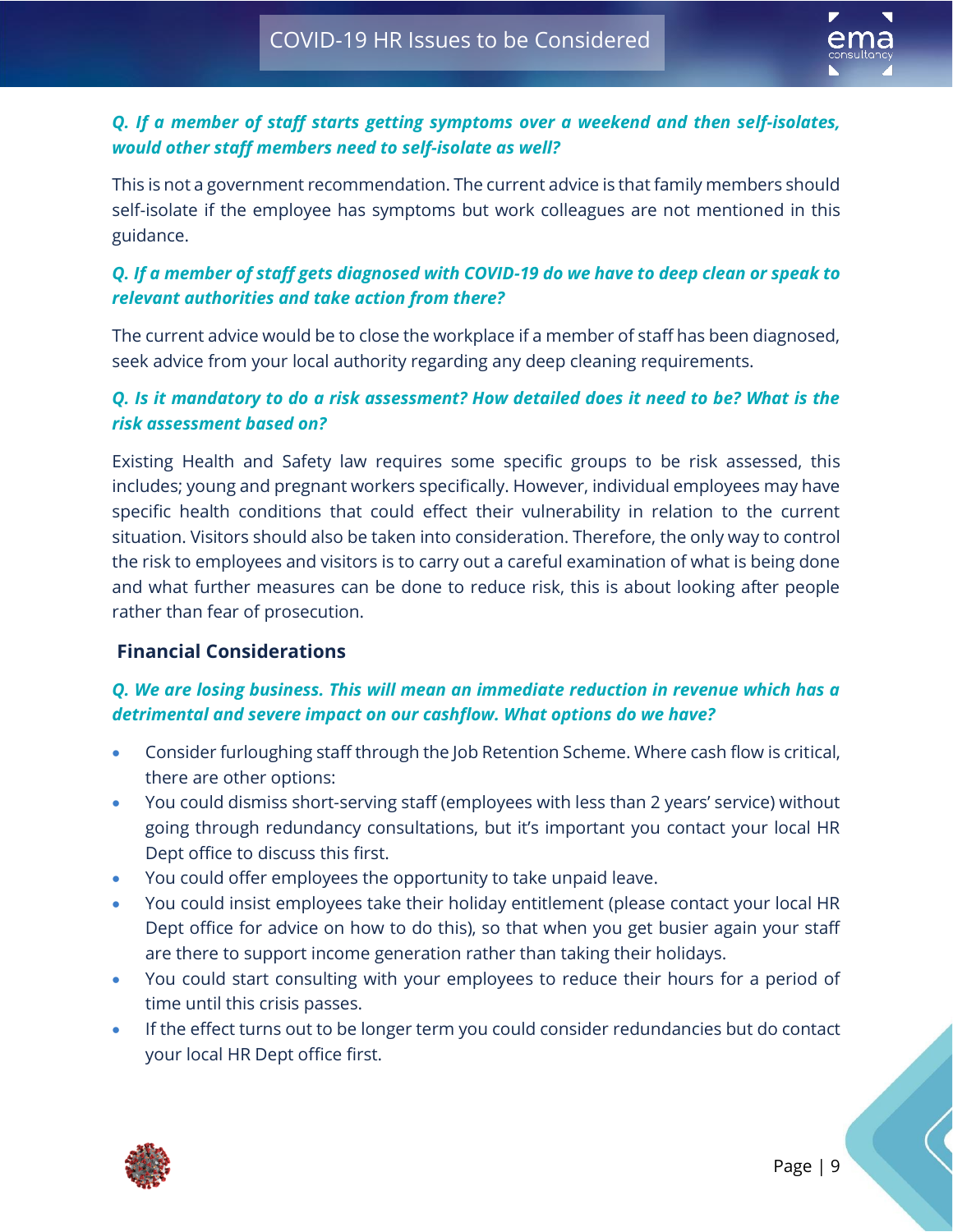***Q. If a member of staff starts getting symptoms over a weekend and then self-isolates, would other staff members need to self-isolate as well?***

This is not a government recommendation. The current advice is that family members should self-isolate if the employee has symptoms but work colleagues are not mentioned in this guidance.

***Q. If a member of staff gets diagnosed with COVID-19 do we have to deep clean or speak to relevant authorities and take action from there?***

The current advice would be to close the workplace if a member of staff has been diagnosed, seek advice from your local authority regarding any deep cleaning requirements.

***Q. Is it mandatory to do a risk assessment? How detailed does it need to be? What is the risk assessment based on?***

Existing Health and Safety law requires some specific groups to be risk assessed, this includes; young and pregnant workers specifically. However, individual employees may have specific health conditions that could effect their vulnerability in relation to the current situation. Visitors should also be taken into consideration. Therefore, the only way to control the risk to employees and visitors is to carry out a careful examination of what is being done and what further measures can be done to reduce risk, this is about looking after people rather than fear of prosecution.

## Financial Considerations

***Q. We are losing business. This will mean an immediate reduction in revenue which has a detrimental and severe impact on our cashflow. What options do we have?***

- Consider furloughing staff through the Job Retention Scheme. Where cash flow is critical, there are other options:
- You could dismiss short-serving staff (employees with less than 2 years' service) without going through redundancy consultations, but it's important you contact your local HR Dept office to discuss this first.
- You could offer employees the opportunity to take unpaid leave.
- You could insist employees take their holiday entitlement (please contact your local HR Dept office for advice on how to do this), so that when you get busier again your staff are there to support income generation rather than taking their holidays.
- You could start consulting with your employees to reduce their hours for a period of time until this crisis passes.
- If the effect turns out to be longer term you could consider redundancies but do contact your local HR Dept office first.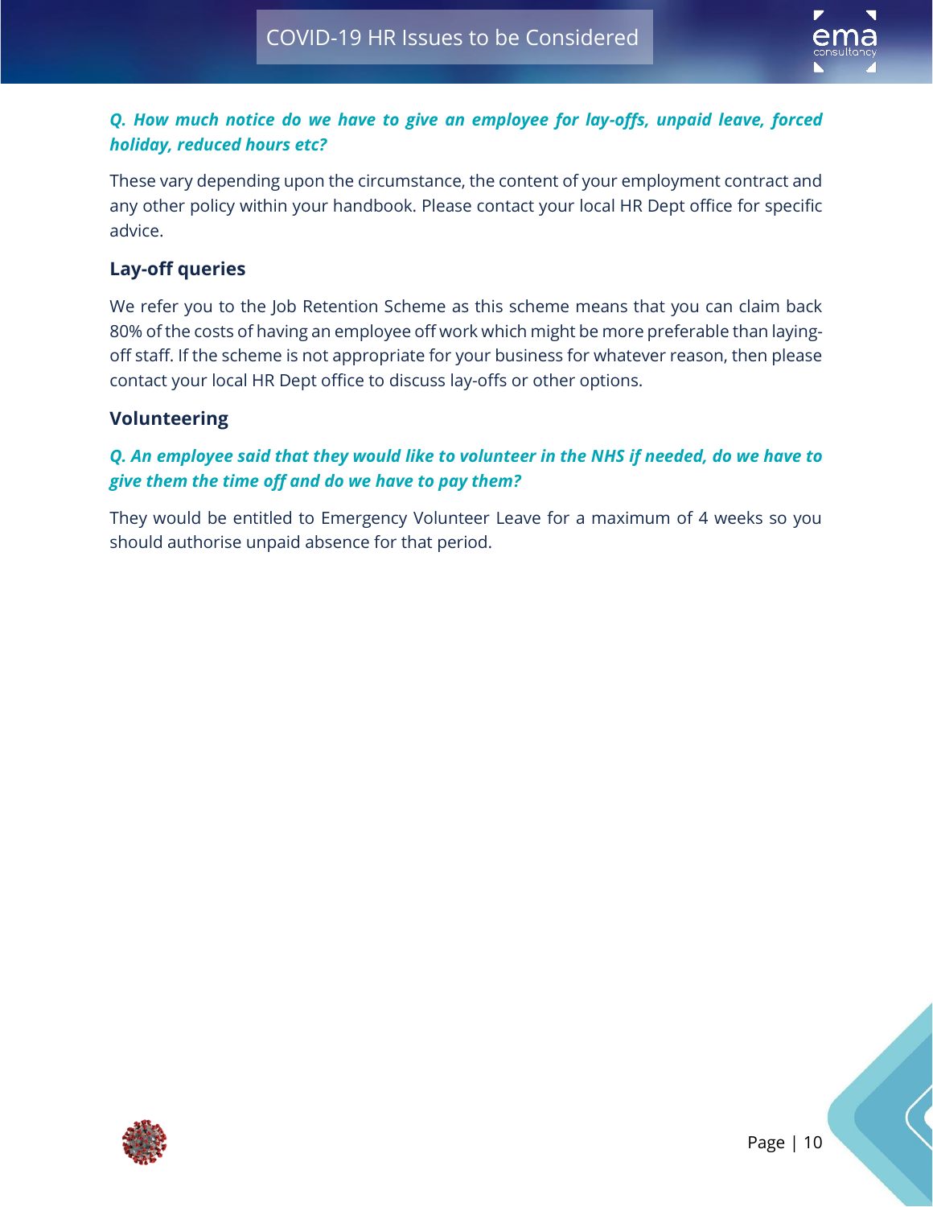***Q. How much notice do we have to give an employee for lay-offs, unpaid leave, forced holiday, reduced hours etc?***

These vary depending upon the circumstance, the content of your employment contract and any other policy within your handbook. Please contact your local HR Dept office for specific advice.

### Lay-off queries

We refer you to the Job Retention Scheme as this scheme means that you can claim back 80% of the costs of having an employee off work which might be more preferable than laying-off staff. If the scheme is not appropriate for your business for whatever reason, then please contact your local HR Dept office to discuss lay-offs or other options.

### Volunteering

***Q. An employee said that they would like to volunteer in the NHS if needed, do we have to give them the time off and do we have to pay them?***

They would be entitled to Emergency Volunteer Leave for a maximum of 4 weeks so you should authorise unpaid absence for that period.